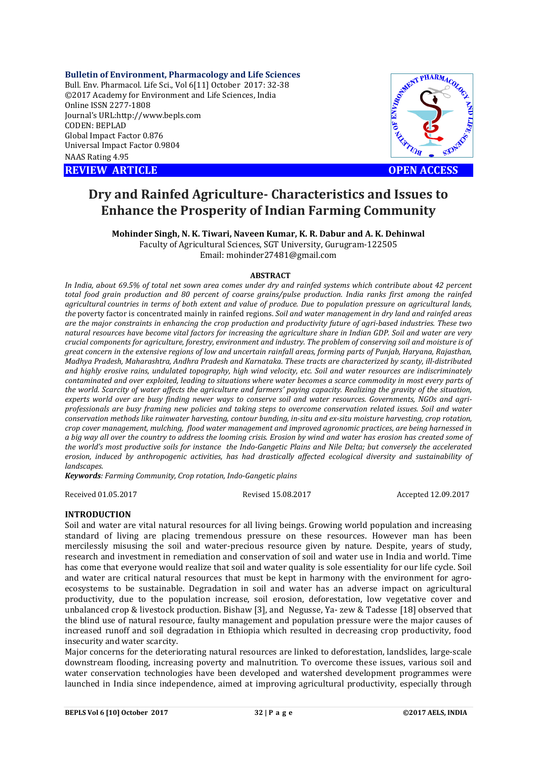**Bulletin of Environment, Pharmacology and Life Sciences**
Bull. Env. Pharmacol. Life Sci., Vol 6[11] October 2017: 32-38
©2017 Academy for Environment and Life Sciences, India
Online ISSN 2277-1808
Journal's URL:http://www.bepls.com
CODEN: BEPLAD
Global Impact Factor 0.876
Universal Impact Factor 0.9804
NAAS Rating 4.95

**REVIEW ARTICLE** **OPEN ACCESS**

# Dry and Rainfed Agriculture- Characteristics and Issues to Enhance the Prosperity of Indian Farming Community

**Mohinder Singh, N. K. Tiwari, Naveen Kumar, K. R. Dabur and A. K. Dehinwal**
Faculty of Agricultural Sciences, SGT University, Gurugram-122505
Email: mohinder27481@gmail.com

## ABSTRACT

*In India, about 69.5% of total net sown area comes under dry and rainfed systems which contribute about 42 percent total food grain production and 80 percent of coarse grains/pulse production. India ranks first among the rainfed agricultural countries in terms of both extent and value of produce. Due to population pressure on agricultural lands, the* poverty factor is concentrated mainly in rainfed regions. *Soil and water management in dry land and rainfed areas are the major constraints in enhancing the crop production and productivity future of agri-based industries. These two natural resources have become vital factors for increasing the agriculture share in Indian GDP. Soil and water are very crucial components for agriculture, forestry, environment and industry. The problem of conserving soil and moisture is of great concern in the extensive regions of low and uncertain rainfall areas, forming parts of Punjab, Haryana, Rajasthan, Madhya Pradesh, Maharashtra, Andhra Pradesh and Karnataka. These tracts are characterized by scanty, ill-distributed and highly erosive rains, undulated topography, high wind velocity, etc. Soil and water resources are indiscriminately contaminated and over exploited, leading to situations where water becomes a scarce commodity in most every parts of the world. Scarcity of water affects the agriculture and farmers' paying capacity. Realizing the gravity of the situation, experts world over are busy finding newer ways to conserve soil and water resources. Governments, NGOs and agri-professionals are busy framing new policies and taking steps to overcome conservation related issues. Soil and water conservation methods like rainwater harvesting, contour bunding, in-situ and ex-situ moisture harvesting, crop rotation, crop cover management, mulching, flood water management and improved agronomic practices, are being harnessed in a big way all over the country to address the looming crisis. Erosion by wind and water has erosion has created some of the world's most productive soils for instance the Indo-Gangetic Plains and Nile Delta; but conversely the accelerated erosion, induced by anthropogenic activities, has had drastically affected ecological diversity and sustainability of landscapes.*

***Keywords****: Farming Community, Crop rotation, Indo-Gangetic plains*

Received 01.05.2017 Revised 15.08.2017 Accepted 12.09.2017

## INTRODUCTION

Soil and water are vital natural resources for all living beings. Growing world population and increasing standard of living are placing tremendous pressure on these resources. However man has been mercilessly misusing the soil and water-precious resource given by nature. Despite, years of study, research and investment in remediation and conservation of soil and water use in India and world. Time has come that everyone would realize that soil and water quality is sole essentiality for our life cycle. Soil and water are critical natural resources that must be kept in harmony with the environment for agro-ecosystems to be sustainable. Degradation in soil and water has an adverse impact on agricultural productivity, due to the population increase, soil erosion, deforestation, low vegetative cover and unbalanced crop & livestock production. Bishaw [3], and Negusse, Ya- zew & Tadesse [18] observed that the blind use of natural resource, faulty management and population pressure were the major causes of increased runoff and soil degradation in Ethiopia which resulted in decreasing crop productivity, food insecurity and water scarcity.

Major concerns for the deteriorating natural resources are linked to deforestation, landslides, large-scale downstream flooding, increasing poverty and malnutrition. To overcome these issues, various soil and water conservation technologies have been developed and watershed development programmes were launched in India since independence, aimed at improving agricultural productivity, especially through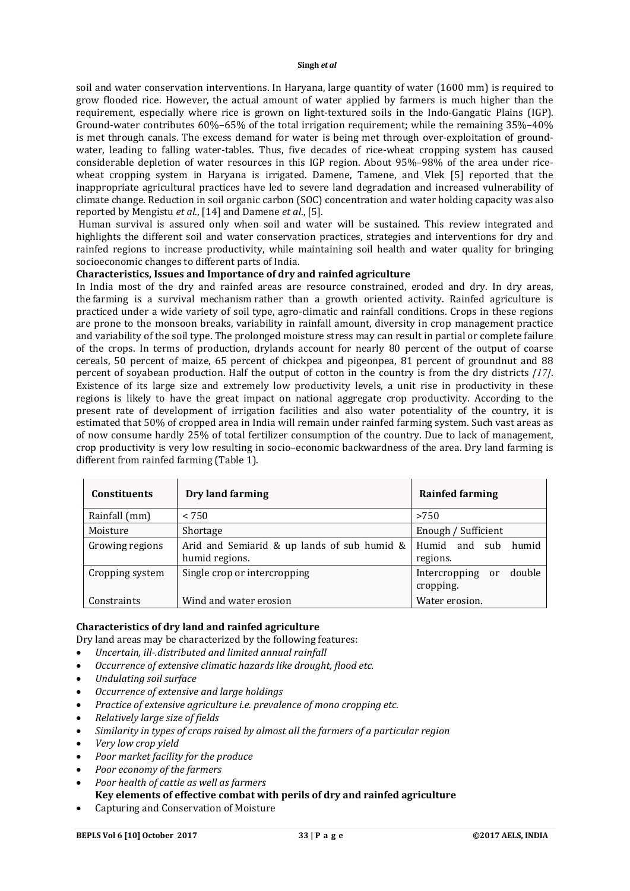soil and water conservation interventions. In Haryana, large quantity of water (1600 mm) is required to grow flooded rice. However, the actual amount of water applied by farmers is much higher than the requirement, especially where rice is grown on light-textured soils in the Indo-Gangatic Plains (IGP). Ground-water contributes 60%–65% of the total irrigation requirement; while the remaining 35%–40% is met through canals. The excess demand for water is being met through over-exploitation of ground-water, leading to falling water-tables. Thus, five decades of rice-wheat cropping system has caused considerable depletion of water resources in this IGP region. About 95%–98% of the area under rice-wheat cropping system in Haryana is irrigated. Damene, Tamene, and Vlek [5] reported that the inappropriate agricultural practices have led to severe land degradation and increased vulnerability of climate change. Reduction in soil organic carbon (SOC) concentration and water holding capacity was also reported by Mengistu *et al*., [14] and Damene *et al*., [5].

Human survival is assured only when soil and water will be sustained. This review integrated and highlights the different soil and water conservation practices, strategies and interventions for dry and rainfed regions to increase productivity, while maintaining soil health and water quality for bringing socioeconomic changes to different parts of India.

**Characteristics, Issues and Importance of dry and rainfed agriculture**

In India most of the dry and rainfed areas are resource constrained, eroded and dry. In dry areas, the farming is a survival mechanism rather than a growth oriented activity. Rainfed agriculture is practiced under a wide variety of soil type, agro-climatic and rainfall conditions. Crops in these regions are prone to the monsoon breaks, variability in rainfall amount, diversity in crop management practice and variability of the soil type. The prolonged moisture stress may can result in partial or complete failure of the crops. In terms of production, drylands account for nearly 80 percent of the output of coarse cereals, 50 percent of maize, 65 percent of chickpea and pigeonpea, 81 percent of groundnut and 88 percent of soyabean production. Half the output of cotton in the country is from the dry districts *[17]*. Existence of its large size and extremely low productivity levels, a unit rise in productivity in these regions is likely to have the great impact on national aggregate crop productivity. According to the present rate of development of irrigation facilities and also water potentiality of the country, it is estimated that 50% of cropped area in India will remain under rainfed farming system. Such vast areas as of now consume hardly 25% of total fertilizer consumption of the country. Due to lack of management, crop productivity is very low resulting in socio–economic backwardness of the area. Dry land farming is different from rainfed farming (Table 1).

| Constituents | Dry land farming | Rainfed farming |
|---|---|---|
| Rainfall (mm) | < 750 | >750 |
| Moisture | Shortage | Enough / Sufficient |
| Growing regions | Arid and Semiarid & up lands of sub humid & humid regions. | Humid and sub humid regions. |
| Cropping system | Single crop or intercropping | Intercropping or double cropping. |
| Constraints | Wind and water erosion | Water erosion. |

**Characteristics of dry land and rainfed agriculture**

Dry land areas may be characterized by the following features:

- *Uncertain, ill-.distributed and limited annual rainfall*
- *Occurrence of extensive climatic hazards like drought, flood etc.*
- *Undulating soil surface*
- *Occurrence of extensive and large holdings*
- *Practice of extensive agriculture i.e. prevalence of mono cropping etc.*
- *Relatively large size of fields*
- *Similarity in types of crops raised by almost all the farmers of a particular region*
- *Very low crop yield*
- *Poor market facility for the produce*
- *Poor economy of the farmers*
- *Poor health of cattle as well as farmers*

**Key elements of effective combat with perils of dry and rainfed agriculture**

- Capturing and Conservation of Moisture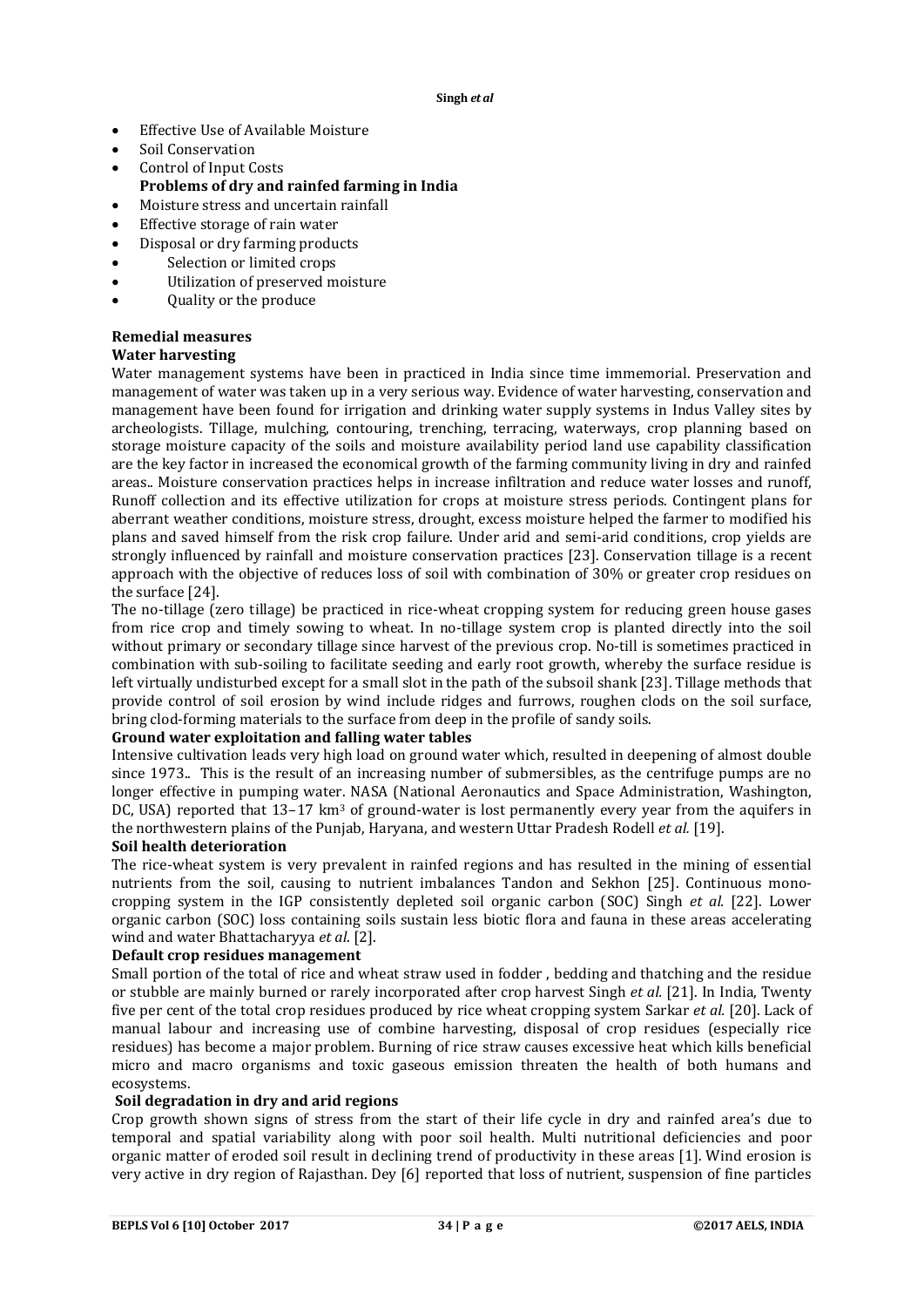- Effective Use of Available Moisture
- Soil Conservation
- Control of Input Costs

**Problems of dry and rainfed farming in India**

- Moisture stress and uncertain rainfall
- Effective storage of rain water
- Disposal or dry farming products
- Selection or limited crops
- Utilization of preserved moisture
- Quality or the produce

## Remedial measures

### Water harvesting

Water management systems have been in practiced in India since time immemorial. Preservation and management of water was taken up in a very serious way. Evidence of water harvesting, conservation and management have been found for irrigation and drinking water supply systems in Indus Valley sites by archeologists. Tillage, mulching, contouring, trenching, terracing, waterways, crop planning based on storage moisture capacity of the soils and moisture availability period land use capability classification are the key factor in increased the economical growth of the farming community living in dry and rainfed areas.. Moisture conservation practices helps in increase infiltration and reduce water losses and runoff, Runoff collection and its effective utilization for crops at moisture stress periods. Contingent plans for aberrant weather conditions, moisture stress, drought, excess moisture helped the farmer to modified his plans and saved himself from the risk crop failure. Under arid and semi-arid conditions, crop yields are strongly influenced by rainfall and moisture conservation practices [23]. Conservation tillage is a recent approach with the objective of reduces loss of soil with combination of 30% or greater crop residues on the surface [24].

The no-tillage (zero tillage) be practiced in rice-wheat cropping system for reducing green house gases from rice crop and timely sowing to wheat. In no-tillage system crop is planted directly into the soil without primary or secondary tillage since harvest of the previous crop. No-till is sometimes practiced in combination with sub-soiling to facilitate seeding and early root growth, whereby the surface residue is left virtually undisturbed except for a small slot in the path of the subsoil shank [23]. Tillage methods that provide control of soil erosion by wind include ridges and furrows, roughen clods on the soil surface, bring clod-forming materials to the surface from deep in the profile of sandy soils.

### Ground water exploitation and falling water tables

Intensive cultivation leads very high load on ground water which, resulted in deepening of almost double since 1973.. This is the result of an increasing number of submersibles, as the centrifuge pumps are no longer effective in pumping water. NASA (National Aeronautics and Space Administration, Washington, DC, USA) reported that 13–17 $km^3$ of ground-water is lost permanently every year from the aquifers in the northwestern plains of the Punjab, Haryana, and western Uttar Pradesh Rodell *et al.* [19].

### Soil health deterioration

The rice-wheat system is very prevalent in rainfed regions and has resulted in the mining of essential nutrients from the soil, causing to nutrient imbalances Tandon and Sekhon [25]. Continuous mono-cropping system in the IGP consistently depleted soil organic carbon (SOC) Singh *et al.* [22]. Lower organic carbon (SOC) loss containing soils sustain less biotic flora and fauna in these areas accelerating wind and water Bhattacharyya *et al*. [2].

### Default crop residues management

Small portion of the total of rice and wheat straw used in fodder , bedding and thatching and the residue or stubble are mainly burned or rarely incorporated after crop harvest Singh *et al.* [21]. In India, Twenty five per cent of the total crop residues produced by rice wheat cropping system Sarkar *et al.* [20]. Lack of manual labour and increasing use of combine harvesting, disposal of crop residues (especially rice residues) has become a major problem. Burning of rice straw causes excessive heat which kills beneficial micro and macro organisms and toxic gaseous emission threaten the health of both humans and ecosystems.

### Soil degradation in dry and arid regions

Crop growth shown signs of stress from the start of their life cycle in dry and rainfed area's due to temporal and spatial variability along with poor soil health. Multi nutritional deficiencies and poor organic matter of eroded soil result in declining trend of productivity in these areas [1]. Wind erosion is very active in dry region of Rajasthan. Dey [6] reported that loss of nutrient, suspension of fine particles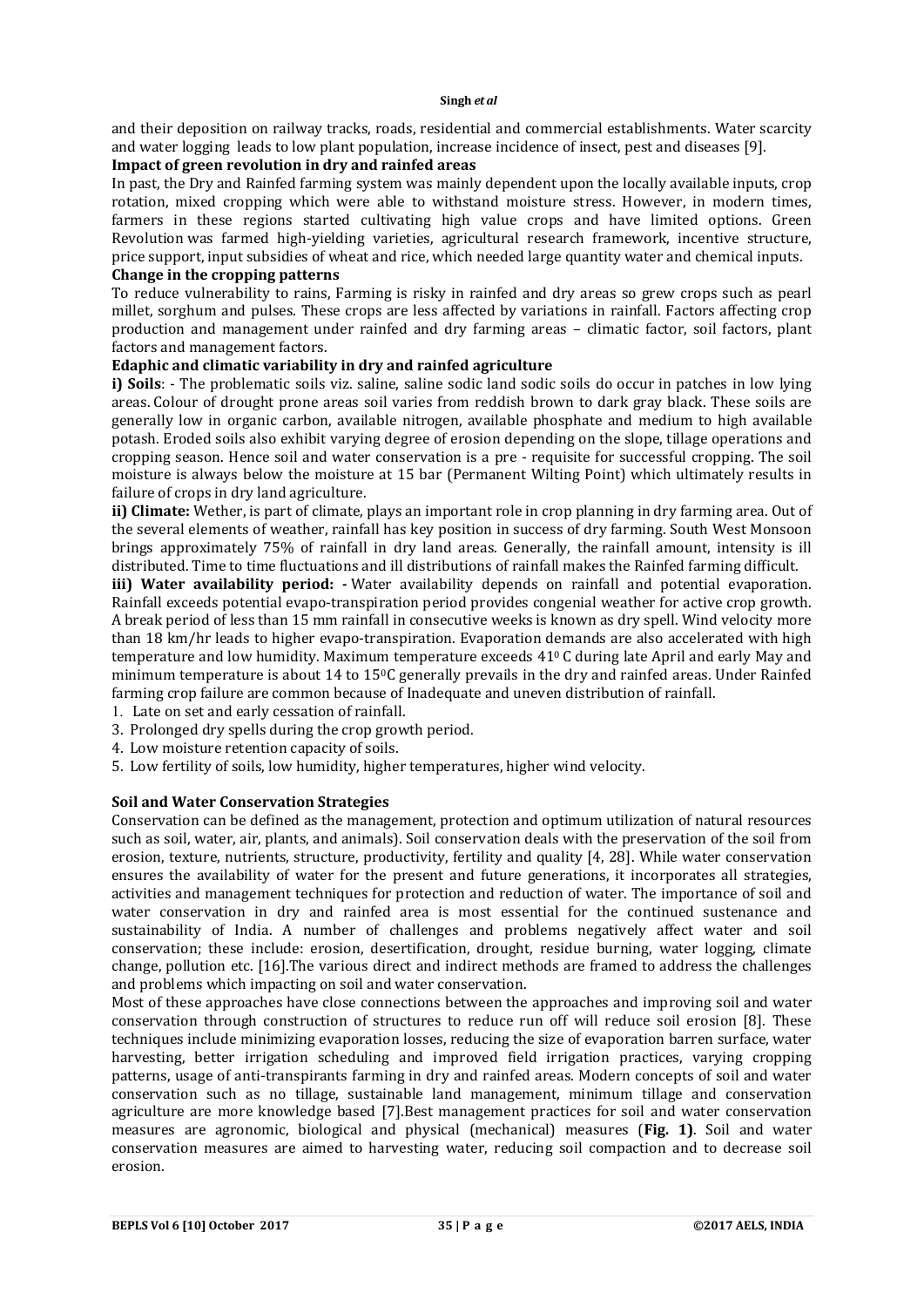and their deposition on railway tracks, roads, residential and commercial establishments. Water scarcity and water logging leads to low plant population, increase incidence of insect, pest and diseases [9].

**Impact of green revolution in dry and rainfed areas**

In past, the Dry and Rainfed farming system was mainly dependent upon the locally available inputs, crop rotation, mixed cropping which were able to withstand moisture stress. However, in modern times, farmers in these regions started cultivating high value crops and have limited options. Green Revolution was farmed high-yielding varieties, agricultural research framework, incentive structure, price support, input subsidies of wheat and rice, which needed large quantity water and chemical inputs.

**Change in the cropping patterns**

To reduce vulnerability to rains, Farming is risky in rainfed and dry areas so grew crops such as pearl millet, sorghum and pulses. These crops are less affected by variations in rainfall. Factors affecting crop production and management under rainfed and dry farming areas – climatic factor, soil factors, plant factors and management factors.

**Edaphic and climatic variability in dry and rainfed agriculture**

**i) Soils**: - The problematic soils viz. saline, saline sodic land sodic soils do occur in patches in low lying areas. Colour of drought prone areas soil varies from reddish brown to dark gray black. These soils are generally low in organic carbon, available nitrogen, available phosphate and medium to high available potash. Eroded soils also exhibit varying degree of erosion depending on the slope, tillage operations and cropping season. Hence soil and water conservation is a pre - requisite for successful cropping. The soil moisture is always below the moisture at 15 bar (Permanent Wilting Point) which ultimately results in failure of crops in dry land agriculture.

**ii) Climate:** Wether, is part of climate, plays an important role in crop planning in dry farming area. Out of the several elements of weather, rainfall has key position in success of dry farming. South West Monsoon brings approximately 75% of rainfall in dry land areas. Generally, the rainfall amount, intensity is ill distributed. Time to time fluctuations and ill distributions of rainfall makes the Rainfed farming difficult.

**iii) Water availability period: -** Water availability depends on rainfall and potential evaporation. Rainfall exceeds potential evapo-transpiration period provides congenial weather for active crop growth. A break period of less than 15 mm rainfall in consecutive weeks is known as dry spell. Wind velocity more than 18 km/hr leads to higher evapo-transpiration. Evaporation demands are also accelerated with high temperature and low humidity. Maximum temperature exceeds $41^{0}$ C during late April and early May and minimum temperature is about 14 to $15^{0}$C generally prevails in the dry and rainfed areas. Under Rainfed farming crop failure are common because of Inadequate and uneven distribution of rainfall.

1. Late on set and early cessation of rainfall.
3. Prolonged dry spells during the crop growth period.
4. Low moisture retention capacity of soils.
5. Low fertility of soils, low humidity, higher temperatures, higher wind velocity.

**Soil and Water Conservation Strategies**

Conservation can be defined as the management, protection and optimum utilization of natural resources such as soil, water, air, plants, and animals). Soil conservation deals with the preservation of the soil from erosion, texture, nutrients, structure, productivity, fertility and quality [4, 28]. While water conservation ensures the availability of water for the present and future generations, it incorporates all strategies, activities and management techniques for protection and reduction of water. The importance of soil and water conservation in dry and rainfed area is most essential for the continued sustenance and sustainability of India. A number of challenges and problems negatively affect water and soil conservation; these include: erosion, desertification, drought, residue burning, water logging, climate change, pollution etc. [16].The various direct and indirect methods are framed to address the challenges and problems which impacting on soil and water conservation.

Most of these approaches have close connections between the approaches and improving soil and water conservation through construction of structures to reduce run off will reduce soil erosion [8]. These techniques include minimizing evaporation losses, reducing the size of evaporation barren surface, water harvesting, better irrigation scheduling and improved field irrigation practices, varying cropping patterns, usage of anti-transpirants farming in dry and rainfed areas. Modern concepts of soil and water conservation such as no tillage, sustainable land management, minimum tillage and conservation agriculture are more knowledge based [7].Best management practices for soil and water conservation measures are agronomic, biological and physical (mechanical) measures (**Fig. 1)**. Soil and water conservation measures are aimed to harvesting water, reducing soil compaction and to decrease soil erosion.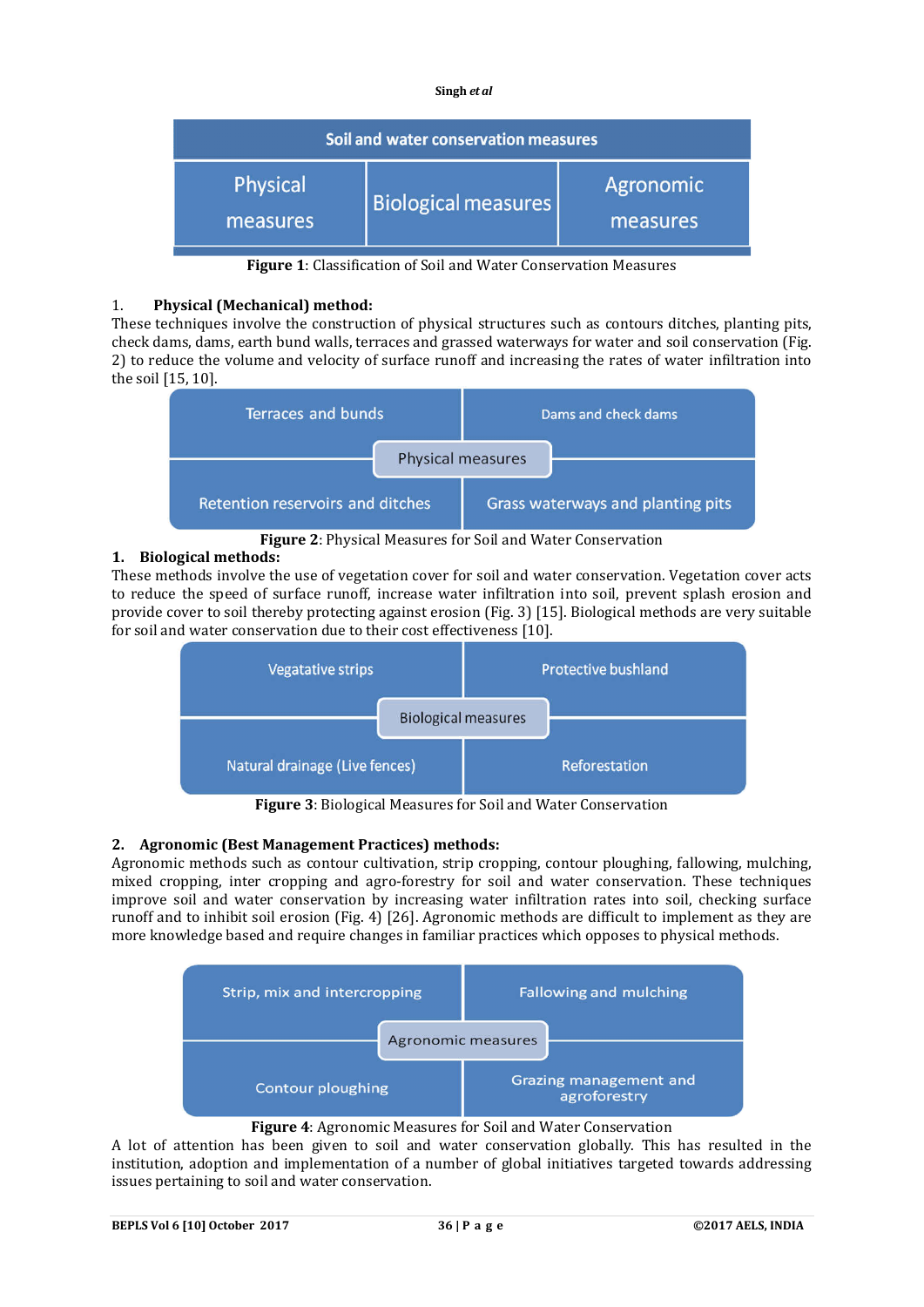| Soil and water conservation measures | | |
|---|---|---|
| Physical measures | Biological measures | Agronomic measures |

**Figure 1**: Classification of Soil and Water Conservation Measures

1. **Physical (Mechanical) method:**

These techniques involve the construction of physical structures such as contours ditches, planting pits, check dams, dams, earth bund walls, terraces and grassed waterways for water and soil conservation (Fig. 2) to reduce the volume and velocity of surface runoff and increasing the rates of water infiltration into the soil [15, 10].

| Physical measures | |
|---|---|
| Terraces and bunds | Dams and check dams |
| Retention reservoirs and ditches | Grass waterways and planting pits |

**Figure 2**: Physical Measures for Soil and Water Conservation

1. **Biological methods:**

These methods involve the use of vegetation cover for soil and water conservation. Vegetation cover acts to reduce the speed of surface runoff, increase water infiltration into soil, prevent splash erosion and provide cover to soil thereby protecting against erosion (Fig. 3) [15]. Biological methods are very suitable for soil and water conservation due to their cost effectiveness [10].

| Biological measures | |
|---|---|
| Vegatative strips | Protective bushland |
| Natural drainage (Live fences) | Reforestation |

**Figure 3**: Biological Measures for Soil and Water Conservation

2. **Agronomic (Best Management Practices) methods:**

Agronomic methods such as contour cultivation, strip cropping, contour ploughing, fallowing, mulching, mixed cropping, inter cropping and agro-forestry for soil and water conservation. These techniques improve soil and water conservation by increasing water infiltration rates into soil, checking surface runoff and to inhibit soil erosion (Fig. 4) [26]. Agronomic methods are difficult to implement as they are more knowledge based and require changes in familiar practices which opposes to physical methods.

| Agronomic measures | |
|---|---|
| Strip, mix and intercropping | Fallowing and mulching |
| Contour ploughing | Grazing management and agroforestry |

**Figure 4**: Agronomic Measures for Soil and Water Conservation

A lot of attention has been given to soil and water conservation globally. This has resulted in the institution, adoption and implementation of a number of global initiatives targeted towards addressing issues pertaining to soil and water conservation.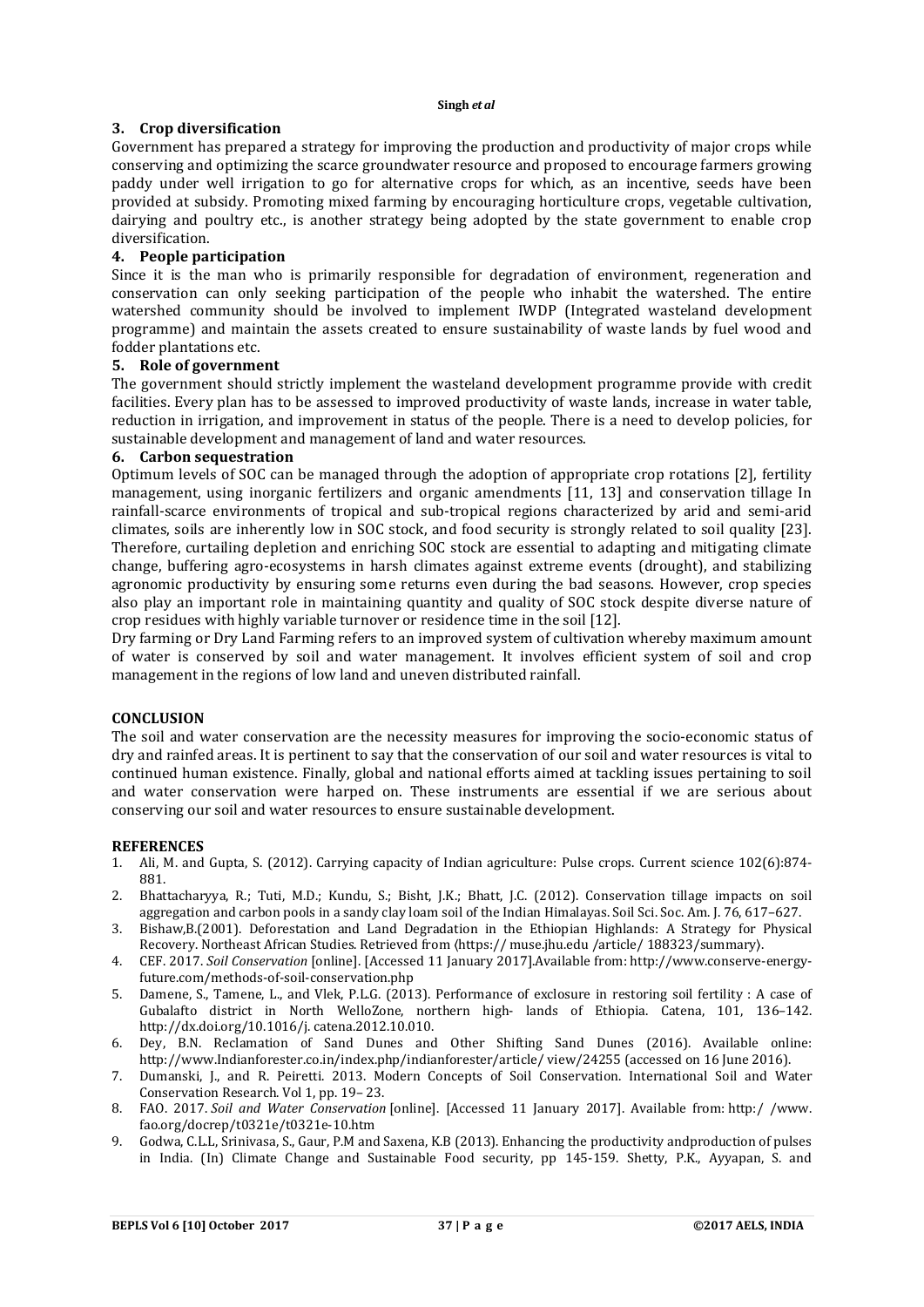### 3. Crop diversification

Government has prepared a strategy for improving the production and productivity of major crops while conserving and optimizing the scarce groundwater resource and proposed to encourage farmers growing paddy under well irrigation to go for alternative crops for which, as an incentive, seeds have been provided at subsidy. Promoting mixed farming by encouraging horticulture crops, vegetable cultivation, dairying and poultry etc., is another strategy being adopted by the state government to enable crop diversification.

### 4. People participation

Since it is the man who is primarily responsible for degradation of environment, regeneration and conservation can only seeking participation of the people who inhabit the watershed. The entire watershed community should be involved to implement IWDP (Integrated wasteland development programme) and maintain the assets created to ensure sustainability of waste lands by fuel wood and fodder plantations etc.

### 5. Role of government

The government should strictly implement the wasteland development programme provide with credit facilities. Every plan has to be assessed to improved productivity of waste lands, increase in water table, reduction in irrigation, and improvement in status of the people. There is a need to develop policies, for sustainable development and management of land and water resources.

### 6. Carbon sequestration

Optimum levels of SOC can be managed through the adoption of appropriate crop rotations [2], fertility management, using inorganic fertilizers and organic amendments [11, 13] and conservation tillage In rainfall-scarce environments of tropical and sub-tropical regions characterized by arid and semi-arid climates, soils are inherently low in SOC stock, and food security is strongly related to soil quality [23]. Therefore, curtailing depletion and enriching SOC stock are essential to adapting and mitigating climate change, buffering agro-ecosystems in harsh climates against extreme events (drought), and stabilizing agronomic productivity by ensuring some returns even during the bad seasons. However, crop species also play an important role in maintaining quantity and quality of SOC stock despite diverse nature of crop residues with highly variable turnover or residence time in the soil [12].

Dry farming or Dry Land Farming refers to an improved system of cultivation whereby maximum amount of water is conserved by soil and water management. It involves efficient system of soil and crop management in the regions of low land and uneven distributed rainfall.

## CONCLUSION

The soil and water conservation are the necessity measures for improving the socio-economic status of dry and rainfed areas. It is pertinent to say that the conservation of our soil and water resources is vital to continued human existence. Finally, global and national efforts aimed at tackling issues pertaining to soil and water conservation were harped on. These instruments are essential if we are serious about conserving our soil and water resources to ensure sustainable development.

## REFERENCES

1. Ali, M. and Gupta, S. (2012). Carrying capacity of Indian agriculture: Pulse crops. Current science 102(6):874-881.
2. Bhattacharyya, R.; Tuti, M.D.; Kundu, S.; Bisht, J.K.; Bhatt, J.C. (2012). Conservation tillage impacts on soil aggregation and carbon pools in a sandy clay loam soil of the Indian Himalayas. Soil Sci. Soc. Am. J. 76, 617–627.
3. Bishaw,B.(2001). Deforestation and Land Degradation in the Ethiopian Highlands: A Strategy for Physical Recovery. Northeast African Studies. Retrieved from (https:// muse.jhu.edu /article/ 188323/summary).
4. CEF. 2017. *Soil Conservation* [online]. [Accessed 11 January 2017].Available from: http://www.conserve-energy-future.com/methods-of-soil-conservation.php
5. Damene, S., Tamene, L., and Vlek, P.L.G. (2013). Performance of exclosure in restoring soil fertility : A case of Gubalafto district in North WelloZone, northern high- lands of Ethiopia. Catena, 101, 136–142. http://dx.doi.org/10.1016/j. catena.2012.10.010.
6. Dey, B.N. Reclamation of Sand Dunes and Other Shifting Sand Dunes (2016). Available online: http://www.Indianforester.co.in/index.php/indianforester/article/ view/24255 (accessed on 16 June 2016).
7. Dumanski, J., and R. Peiretti. 2013. Modern Concepts of Soil Conservation. International Soil and Water Conservation Research. Vol 1, pp. 19– 23.
8. FAO. 2017. *Soil and Water Conservation* [online]. [Accessed 11 January 2017]. Available from: http:/ /www. fao.org/docrep/t0321e/t0321e-10.htm
9. Godwa, C.L.L, Srinivasa, S., Gaur, P.M and Saxena, K.B (2013). Enhancing the productivity andproduction of pulses in India. (In) Climate Change and Sustainable Food security, pp 145-159. Shetty, P.K., Ayyapan, S. and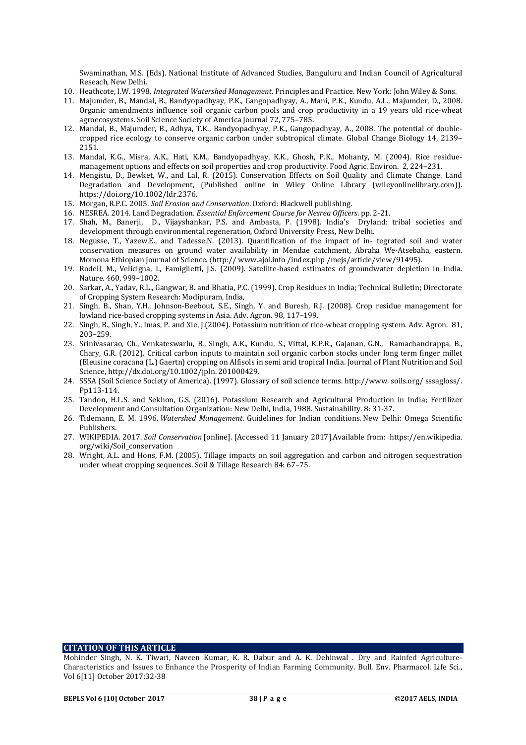Swaminathan, M.S. (Eds). National Institute of Advanced Studies, Banguluru and Indian Council of Agricultural Reseach, New Delhi.

10. Heathcote, I.W. 1998. *Integrated Watershed Management*. Principles and Practice. New York: John Wiley & Sons.
11. Majumder, B., Mandal, B., Bandyopadhyay, P.K., Gangopadhyay, A., Mani, P.K., Kundu, A.L., Majumder, D., 2008. Organic amendments influence soil organic carbon pools and crop productivity in a 19 years old rice-wheat agroecosystems. Soil Science Society of America Journal 72, 775–785.
12. Mandal, B., Majumder, B., Adhya, T.K., Bandyopadhyay, P.K., Gangopadhyay, A., 2008. The potential of double-cropped rice ecology to conserve organic carbon under subtropical climate. Global Change Biology 14, 2139–2151.
13. Mandal, K.G., Misra, A.K., Hati, K.M., Bandyopadhyay, K.K., Ghosh, P.K., Mohanty, M. (2004). Rice residue-management options and effects on soil properties and crop productivity. Food Agric. Environ. 2, 224–231.
14. Mengistu, D., Bewket, W., and Lal, R. (2015). Conservation Effects on Soil Quality and Climate Change. Land Degradation and Development, (Published online in Wiley Online Library (wileyonlinelibrary.com)). https://doi.org/10.1002/ldr.2376.
15. Morgan, R.P.C. 2005. *Soil Erosion and Conservation*. Oxford: Blackwell publishing.
16. NESREA. 2014. Land Degradation. *Essential Enforcement Course for Nesrea Officers*. pp. 2-21.
17. Shah, M., Banerji, D., Vijayshankar, P.S. and Ambasta, P. (1998). India's Dryland: tribal societies and development through environmental regeneration, Oxford University Press, New Delhi.
18. Negusse, T., Yazew,E., and Tadesse,N. (2013). Quantification of the impact of in- tegrated soil and water conservation measures on ground water availability in Mendae catchment, Abraha We-Atsebaha, eastern. Momona Ethiopian Journal of Science. (http:// www.ajol.info /index.php /mejs/article/view/91495).
19. Rodell, M., Velicigna, I., Famiglietti, J.S. (2009). Satellite-based estimates of groundwater depletion in India. Nature. 460, 999–1002.
20. Sarkar, A., Yadav, R.L., Gangwar, B. and Bhatia, P.C. (1999). Crop Residues in India; Technical Bulletin; Directorate of Cropping System Research: Modipuram, India,
21. Singh, B., Shan, Y.H., Johnson-Beebout, S.E., Singh, Y. and Buresh, R.J. (2008). Crop residue management for lowland rice-based cropping systems in Asia. Adv. Agron. 98, 117–199.
22. Singh, B., Singh, Y., Imas, P. and Xie, J.(2004). Potassium nutrition of rice-wheat cropping system. Adv. Agron. 81, 203–259.
23. Srinivasarao, Ch., Venkateswarlu, B., Singh, A.K., Kundu, S., Vittal, K.P.R., Gajanan, G.N., Ramachandrappa, B., Chary, G.R. (2012). Critical carbon inputs to maintain soil organic carbon stocks under long term finger millet (Eleusine coracana (L.) Gaertn) cropping on Alfisols in semi arid tropical India. Journal of Plant Nutrition and Soil Science, http://dx.doi.org/10.1002/jpln. 201000429.
24. SSSA (Soil Science Society of America). (1997). Glossary of soil science terms. http://www. soils.org/ sssagloss/. Pp113-114.
25. Tandon, H.L.S. and Sekhon, G.S. (2016). Potassium Research and Agricultural Production in India; Fertilizer Development and Consultation Organization: New Delhi, India, 1988. Sustainability. 8: 31-37.
26. Tidemann, E. M. 1996. *Watershed Management*. Guidelines for Indian conditions. New Delhi: Omega Scientific Publishers.
27. WIKIPEDIA. 2017. *Soil Conservation* [online]. [Accessed 11 January 2017].Available from: https://en.wikipedia. org/wiki/Soil_conservation
28. Wright, A.L. and Hons, F.M. (2005). Tillage impacts on soil aggregation and carbon and nitrogen sequestration under wheat cropping sequences. Soil & Tillage Research 84: 67–75.

**CITATION OF THIS ARTICLE**

Mohinder Singh, N. K. Tiwari, Naveen Kumar, K. R. Dabur and A. K. Dehinwal . Dry and Rainfed Agriculture-Characteristics and Issues to Enhance the Prosperity of Indian Farming Community. Bull. Env. Pharmacol. Life Sci., Vol 6[11] October 2017:32-38